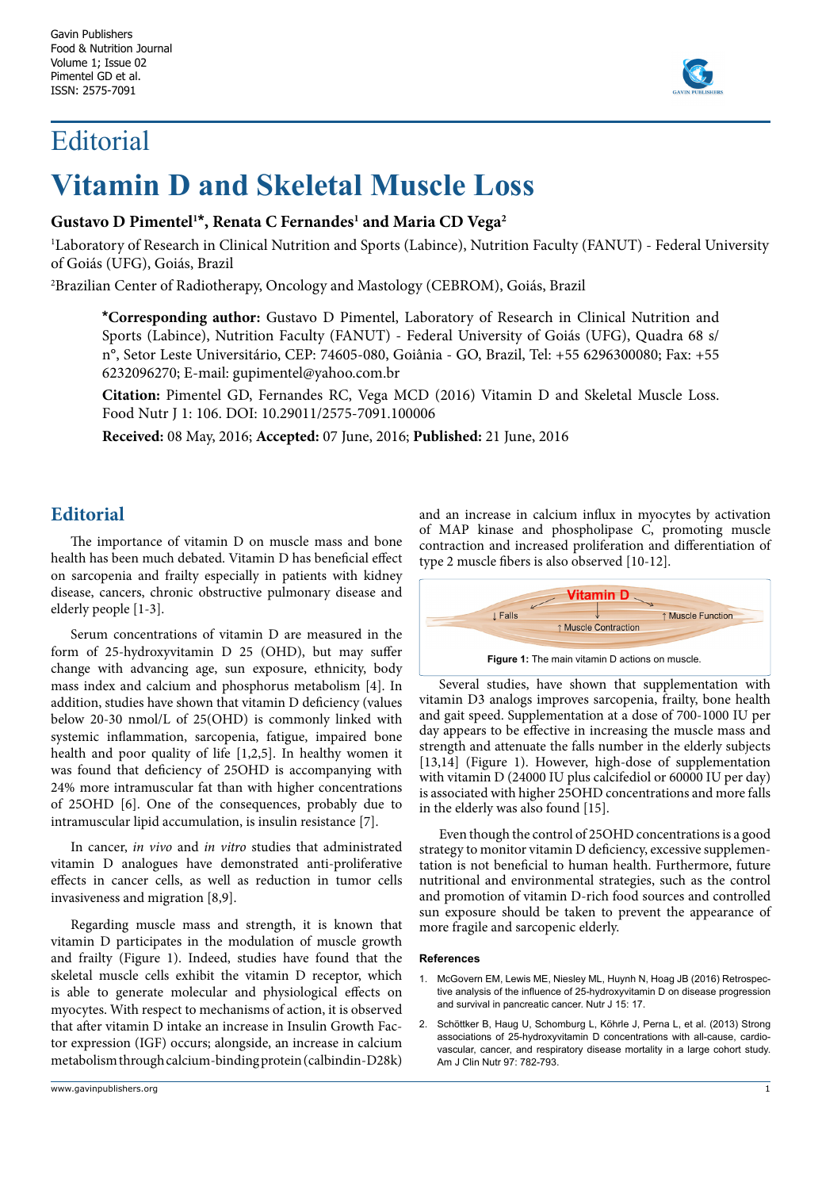# Editorial

# Vitamin D and Skeletal Muscle Loss

**Gustavo D Pimentel[1]*, Renata C Fernandes[1] and Maria CD Vega[2]**

[1]Laboratory of Research in Clinical Nutrition and Sports (Labince), Nutrition Faculty (FANUT) - Federal University of Goiás (UFG), Goiás, Brazil

[2]Brazilian Center of Radiotherapy, Oncology and Mastology (CEBROM), Goiás, Brazil

**\*Corresponding author:** Gustavo D Pimentel, Laboratory of Research in Clinical Nutrition and Sports (Labince), Nutrition Faculty (FANUT) - Federal University of Goiás (UFG), Quadra 68 s/n°, Setor Leste Universitário, CEP: 74605-080, Goiânia - GO, Brazil, Tel: +55 6296300080; Fax: +55 6232096270; E-mail: gupimentel@yahoo.com.br

**Citation:** Pimentel GD, Fernandes RC, Vega MCD (2016) Vitamin D and Skeletal Muscle Loss. Food Nutr J 1: 106. DOI: 10.29011/2575-7091.100006

**Received:** 08 May, 2016; **Accepted:** 07 June, 2016; **Published:** 21 June, 2016

## Editorial

The importance of vitamin D on muscle mass and bone health has been much debated. Vitamin D has beneficial effect on sarcopenia and frailty especially in patients with kidney disease, cancers, chronic obstructive pulmonary disease and elderly people [1-3].

Serum concentrations of vitamin D are measured in the form of 25-hydroxyvitamin D 25 (OHD), but may suffer change with advancing age, sun exposure, ethnicity, body mass index and calcium and phosphorus metabolism [4]. In addition, studies have shown that vitamin D deficiency (values below 20-30 nmol/L of 25(OHD) is commonly linked with systemic inflammation, sarcopenia, fatigue, impaired bone health and poor quality of life [1,2,5]. In healthy women it was found that deficiency of 25OHD is accompanying with 24% more intramuscular fat than with higher concentrations of 25OHD [6]. One of the consequences, probably due to intramuscular lipid accumulation, is insulin resistance [7].

In cancer, *in vivo* and *in vitro* studies that administrated vitamin D analogues have demonstrated anti-proliferative effects in cancer cells, as well as reduction in tumor cells invasiveness and migration [8,9].

Regarding muscle mass and strength, it is known that vitamin D participates in the modulation of muscle growth and frailty (Figure 1). Indeed, studies have found that the skeletal muscle cells exhibit the vitamin D receptor, which is able to generate molecular and physiological effects on myocytes. With respect to mechanisms of action, it is observed that after vitamin D intake an increase in Insulin Growth Factor expression (IGF) occurs; alongside, an increase in calcium metabolism through calcium-binding protein (calbindin-D28k) and an increase in calcium influx in myocytes by activation of MAP kinase and phospholipase C, promoting muscle contraction and increased proliferation and differentiation of type 2 muscle fibers is also observed [10-12].

Vitamin D
↓ Falls
↑ Muscle Contraction
↑ Muscle Function

**Figure 1:** The main vitamin D actions on muscle.

Several studies, have shown that supplementation with vitamin D3 analogs improves sarcopenia, frailty, bone health and gait speed. Supplementation at a dose of 700-1000 IU per day appears to be effective in increasing the muscle mass and strength and attenuate the falls number in the elderly subjects [13,14] (Figure 1). However, high-dose of supplementation with vitamin D (24000 IU plus calcifediol or 60000 IU per day) is associated with higher 25OHD concentrations and more falls in the elderly was also found [15].

Even though the control of 25OHD concentrations is a good strategy to monitor vitamin D deficiency, excessive supplementation is not beneficial to human health. Furthermore, future nutritional and environmental strategies, such as the control and promotion of vitamin D-rich food sources and controlled sun exposure should be taken to prevent the appearance of more fragile and sarcopenic elderly.

### References

1. McGovern EM, Lewis ME, Niesley ML, Huynh N, Hoag JB (2016) Retrospective analysis of the influence of 25-hydroxyvitamin D on disease progression and survival in pancreatic cancer. Nutr J 15: 17.
2. Schöttker B, Haug U, Schomburg L, Köhrle J, Perna L, et al. (2013) Strong associations of 25-hydroxyvitamin D concentrations with all-cause, cardiovascular, cancer, and respiratory disease mortality in a large cohort study. Am J Clin Nutr 97: 782-793.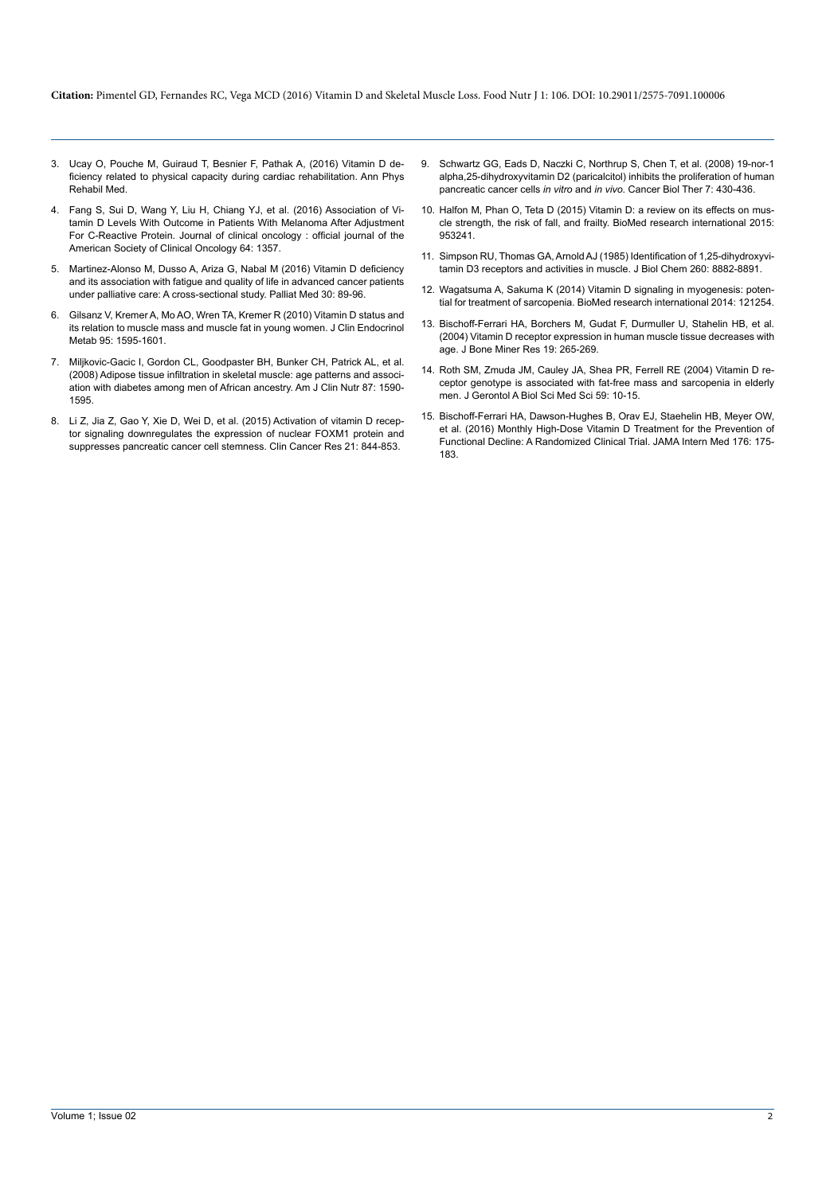3. Ucay O, Pouche M, Guiraud T, Besnier F, Pathak A, (2016) Vitamin D deficiency related to physical capacity during cardiac rehabilitation. Ann Phys Rehabil Med.

4. Fang S, Sui D, Wang Y, Liu H, Chiang YJ, et al. (2016) Association of Vitamin D Levels With Outcome in Patients With Melanoma After Adjustment For C-Reactive Protein. Journal of clinical oncology : official journal of the American Society of Clinical Oncology 64: 1357.

5. Martinez-Alonso M, Dusso A, Ariza G, Nabal M (2016) Vitamin D deficiency and its association with fatigue and quality of life in advanced cancer patients under palliative care: A cross-sectional study. Palliat Med 30: 89-96.

6. Gilsanz V, Kremer A, Mo AO, Wren TA, Kremer R (2010) Vitamin D status and its relation to muscle mass and muscle fat in young women. J Clin Endocrinol Metab 95: 1595-1601.

7. Miljkovic-Gacic I, Gordon CL, Goodpaster BH, Bunker CH, Patrick AL, et al. (2008) Adipose tissue infiltration in skeletal muscle: age patterns and association with diabetes among men of African ancestry. Am J Clin Nutr 87: 1590-1595.

8. Li Z, Jia Z, Gao Y, Xie D, Wei D, et al. (2015) Activation of vitamin D receptor signaling downregulates the expression of nuclear FOXM1 protein and suppresses pancreatic cancer cell stemness. Clin Cancer Res 21: 844-853.

9. Schwartz GG, Eads D, Naczki C, Northrup S, Chen T, et al. (2008) 19-nor-1 alpha,25-dihydroxyvitamin D2 (paricalcitol) inhibits the proliferation of human pancreatic cancer cells *in vitro* and *in vivo*. Cancer Biol Ther 7: 430-436.

10. Halfon M, Phan O, Teta D (2015) Vitamin D: a review on its effects on muscle strength, the risk of fall, and frailty. BioMed research international 2015: 953241.

11. Simpson RU, Thomas GA, Arnold AJ (1985) Identification of 1,25-dihydroxyvitamin D3 receptors and activities in muscle. J Biol Chem 260: 8882-8891.

12. Wagatsuma A, Sakuma K (2014) Vitamin D signaling in myogenesis: potential for treatment of sarcopenia. BioMed research international 2014: 121254.

13. Bischoff-Ferrari HA, Borchers M, Gudat F, Durmuller U, Stahelin HB, et al. (2004) Vitamin D receptor expression in human muscle tissue decreases with age. J Bone Miner Res 19: 265-269.

14. Roth SM, Zmuda JM, Cauley JA, Shea PR, Ferrell RE (2004) Vitamin D receptor genotype is associated with fat-free mass and sarcopenia in elderly men. J Gerontol A Biol Sci Med Sci 59: 10-15.

15. Bischoff-Ferrari HA, Dawson-Hughes B, Orav EJ, Staehelin HB, Meyer OW, et al. (2016) Monthly High-Dose Vitamin D Treatment for the Prevention of Functional Decline: A Randomized Clinical Trial. JAMA Intern Med 176: 175-183.